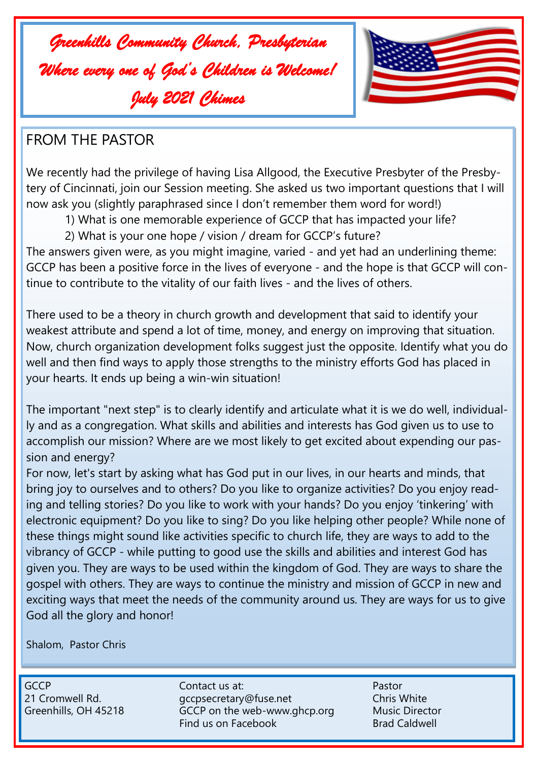# Greenhills Community Church, Presbyterian

## Where every one of God's Children is Welcome!

## July 2021 Chimes

## FROM THE PASTOR

We recently had the privilege of having Lisa Allgood, the Executive Presbyter of the Presbytery of Cincinnati, join our Session meeting. She asked us two important questions that I will now ask you (slightly paraphrased since I don't remember them word for word!)

1) What is one memorable experience of GCCP that has impacted your life?
2) What is your one hope / vision / dream for GCCP's future?

The answers given were, as you might imagine, varied - and yet had an underlining theme: GCCP has been a positive force in the lives of everyone - and the hope is that GCCP will continue to contribute to the vitality of our faith lives - and the lives of others.

There used to be a theory in church growth and development that said to identify your weakest attribute and spend a lot of time, money, and energy on improving that situation. Now, church organization development folks suggest just the opposite. Identify what you do well and then find ways to apply those strengths to the ministry efforts God has placed in your hearts. It ends up being a win-win situation!

The important "next step" is to clearly identify and articulate what it is we do well, individually and as a congregation. What skills and abilities and interests has God given us to use to accomplish our mission? Where are we most likely to get excited about expending our passion and energy?

For now, let's start by asking what has God put in our lives, in our hearts and minds, that bring joy to ourselves and to others? Do you like to organize activities? Do you enjoy reading and telling stories? Do you like to work with your hands? Do you enjoy 'tinkering' with electronic equipment? Do you like to sing? Do you like helping other people? While none of these things might sound like activities specific to church life, they are ways to add to the vibrancy of GCCP - while putting to good use the skills and abilities and interest God has given you. They are ways to be used within the kingdom of God. They are ways to share the gospel with others. They are ways to continue the ministry and mission of GCCP in new and exciting ways that meet the needs of the community around us. They are ways for us to give God all the glory and honor!

Shalom, Pastor Chris

GCCP
21 Cromwell Rd.
Greenhills, OH 45218

Contact us at:
gccpsecretary@fuse.net
GCCP on the web-www.ghcp.org
Find us on Facebook

Pastor
Chris White
Music Director
Brad Caldwell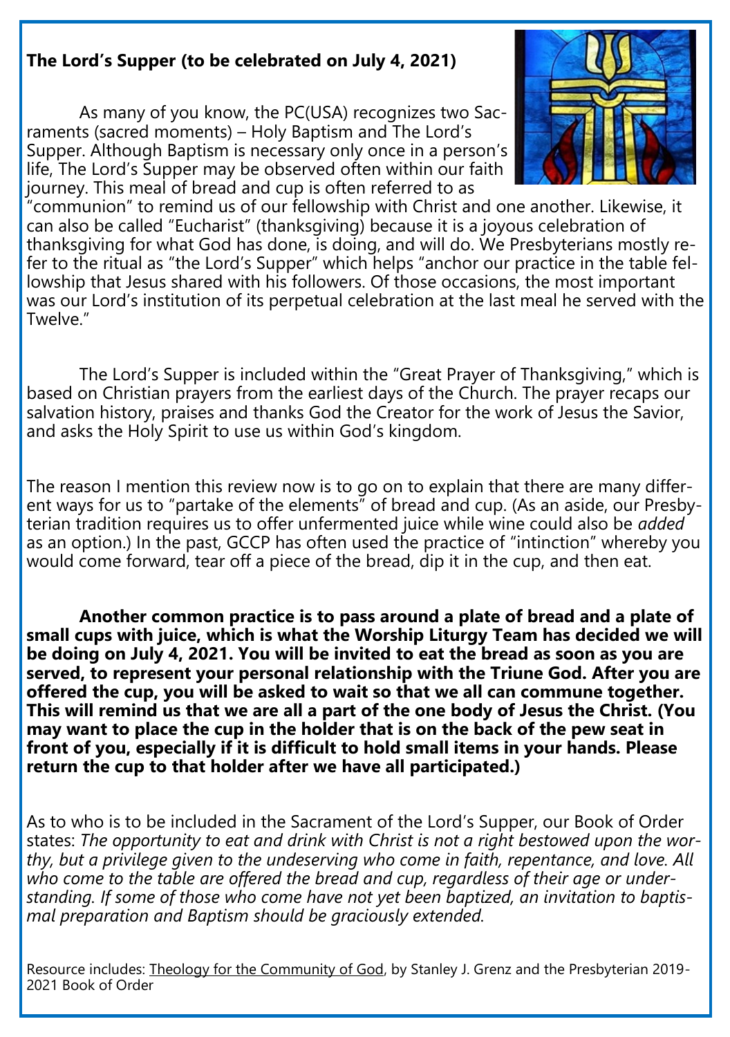**The Lord's Supper (to be celebrated on July 4, 2021)**

As many of you know, the PC(USA) recognizes two Sacraments (sacred moments) – Holy Baptism and The Lord's Supper. Although Baptism is necessary only once in a person's life, The Lord's Supper may be observed often within our faith journey. This meal of bread and cup is often referred to as "communion" to remind us of our fellowship with Christ and one another. Likewise, it can also be called "Eucharist" (thanksgiving) because it is a joyous celebration of thanksgiving for what God has done, is doing, and will do. We Presbyterians mostly refer to the ritual as "the Lord's Supper" which helps "anchor our practice in the table fellowship that Jesus shared with his followers. Of those occasions, the most important was our Lord's institution of its perpetual celebration at the last meal he served with the Twelve."

The Lord's Supper is included within the "Great Prayer of Thanksgiving," which is based on Christian prayers from the earliest days of the Church. The prayer recaps our salvation history, praises and thanks God the Creator for the work of Jesus the Savior, and asks the Holy Spirit to use us within God's kingdom.

The reason I mention this review now is to go on to explain that there are many different ways for us to "partake of the elements" of bread and cup. (As an aside, our Presbyterian tradition requires us to offer unfermented juice while wine could also be *added* as an option.) In the past, GCCP has often used the practice of "intinction" whereby you would come forward, tear off a piece of the bread, dip it in the cup, and then eat.

**Another common practice is to pass around a plate of bread and a plate of small cups with juice, which is what the Worship Liturgy Team has decided we will be doing on July 4, 2021. You will be invited to eat the bread as soon as you are served, to represent your personal relationship with the Triune God. After you are offered the cup, you will be asked to wait so that we all can commune together. This will remind us that we are all a part of the one body of Jesus the Christ. (You may want to place the cup in the holder that is on the back of the pew seat in front of you, especially if it is difficult to hold small items in your hands. Please return the cup to that holder after we have all participated.)**

As to who is to be included in the Sacrament of the Lord's Supper, our Book of Order states: *The opportunity to eat and drink with Christ is not a right bestowed upon the worthy, but a privilege given to the undeserving who come in faith, repentance, and love. All who come to the table are offered the bread and cup, regardless of their age or understanding. If some of those who come have not yet been baptized, an invitation to baptismal preparation and Baptism should be graciously extended.*

Resource includes: Theology for the Community of God, by Stanley J. Grenz and the Presbyterian 2019-2021 Book of Order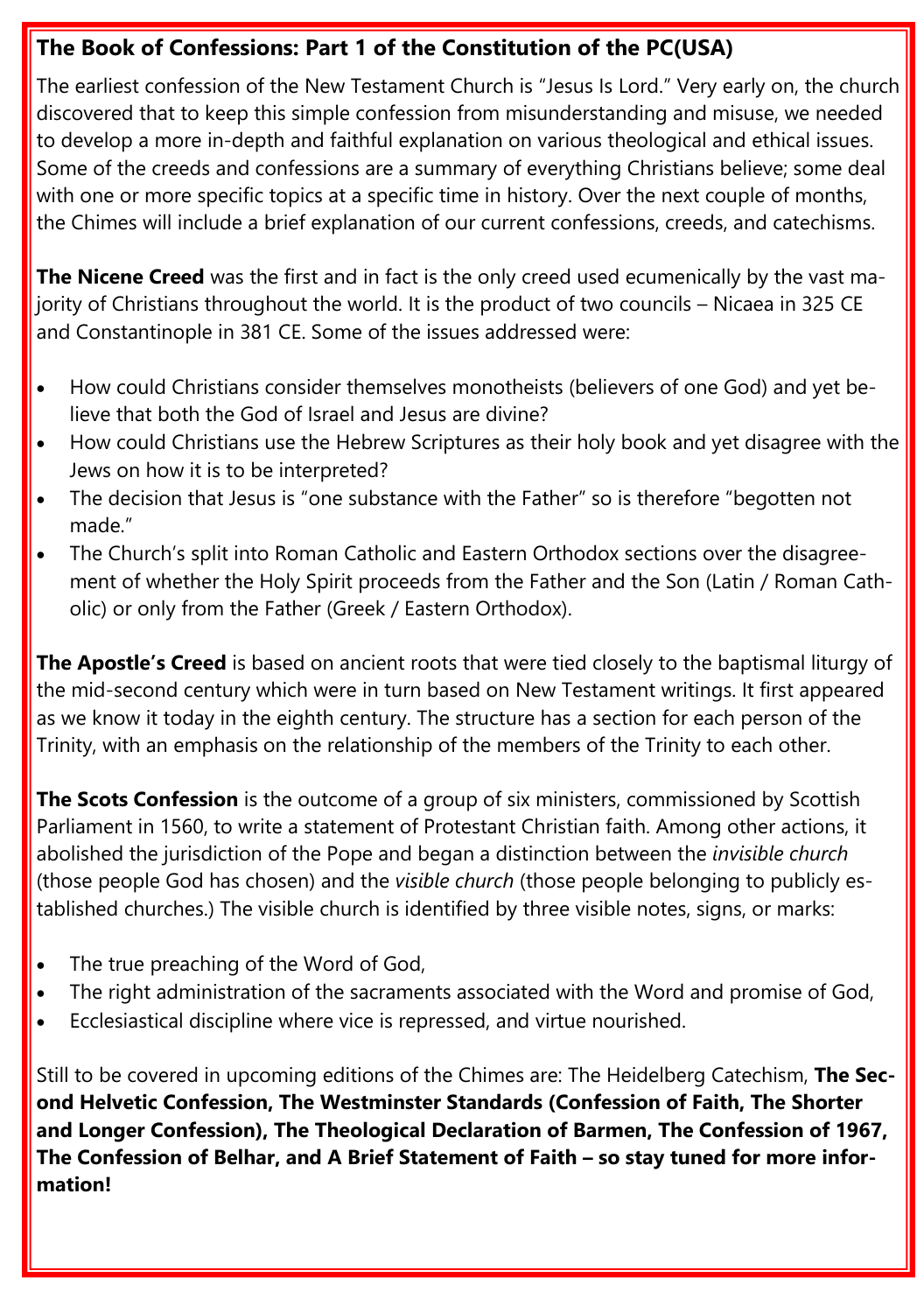## The Book of Confessions: Part 1 of the Constitution of the PC(USA)

The earliest confession of the New Testament Church is "Jesus Is Lord." Very early on, the church discovered that to keep this simple confession from misunderstanding and misuse, we needed to develop a more in-depth and faithful explanation on various theological and ethical issues. Some of the creeds and confessions are a summary of everything Christians believe; some deal with one or more specific topics at a specific time in history. Over the next couple of months, the Chimes will include a brief explanation of our current confessions, creeds, and catechisms.

**The Nicene Creed** was the first and in fact is the only creed used ecumenically by the vast majority of Christians throughout the world. It is the product of two councils – Nicaea in 325 CE and Constantinople in 381 CE. Some of the issues addressed were:

- How could Christians consider themselves monotheists (believers of one God) and yet believe that both the God of Israel and Jesus are divine?
- How could Christians use the Hebrew Scriptures as their holy book and yet disagree with the Jews on how it is to be interpreted?
- The decision that Jesus is "one substance with the Father" so is therefore "begotten not made."
- The Church's split into Roman Catholic and Eastern Orthodox sections over the disagreement of whether the Holy Spirit proceeds from the Father and the Son (Latin / Roman Catholic) or only from the Father (Greek / Eastern Orthodox).

**The Apostle's Creed** is based on ancient roots that were tied closely to the baptismal liturgy of the mid-second century which were in turn based on New Testament writings. It first appeared as we know it today in the eighth century. The structure has a section for each person of the Trinity, with an emphasis on the relationship of the members of the Trinity to each other.

**The Scots Confession** is the outcome of a group of six ministers, commissioned by Scottish Parliament in 1560, to write a statement of Protestant Christian faith. Among other actions, it abolished the jurisdiction of the Pope and began a distinction between the *invisible church* (those people God has chosen) and the *visible church* (those people belonging to publicly established churches.) The visible church is identified by three visible notes, signs, or marks:

- The true preaching of the Word of God,
- The right administration of the sacraments associated with the Word and promise of God,
- Ecclesiastical discipline where vice is repressed, and virtue nourished.

Still to be covered in upcoming editions of the Chimes are: The Heidelberg Catechism, **The Second Helvetic Confession, The Westminster Standards (Confession of Faith, The Shorter and Longer Confession), The Theological Declaration of Barmen, The Confession of 1967, The Confession of Belhar, and A Brief Statement of Faith – so stay tuned for more information!**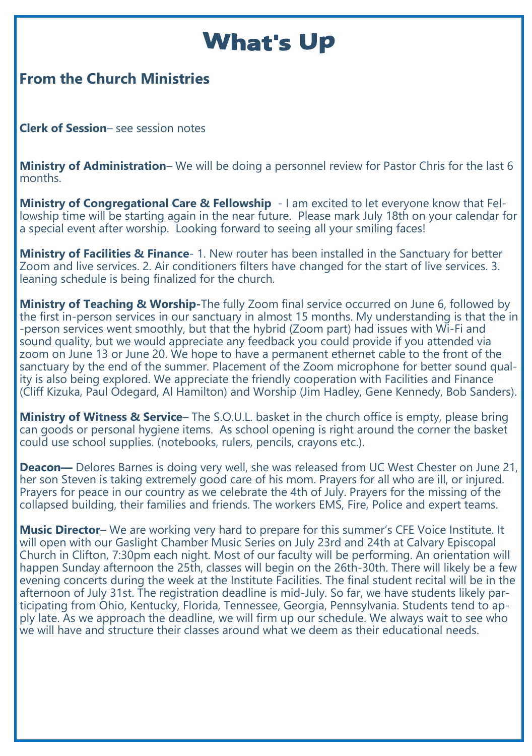# What's Up

## From the Church Ministries

**Clerk of Session**– see session notes

**Ministry of Administration**– We will be doing a personnel review for Pastor Chris for the last 6 months.

**Ministry of Congregational Care & Fellowship** - I am excited to let everyone know that Fellowship time will be starting again in the near future. Please mark July 18th on your calendar for a special event after worship. Looking forward to seeing all your smiling faces!

**Ministry of Facilities & Finance**- 1. New router has been installed in the Sanctuary for better Zoom and live services. 2. Air conditioners filters have changed for the start of live services. 3. leaning schedule is being finalized for the church.

**Ministry of Teaching & Worship-**The fully Zoom final service occurred on June 6, followed by the first in-person services in our sanctuary in almost 15 months. My understanding is that the in-person services went smoothly, but that the hybrid (Zoom part) had issues with Wi-Fi and sound quality, but we would appreciate any feedback you could provide if you attended via zoom on June 13 or June 20. We hope to have a permanent ethernet cable to the front of the sanctuary by the end of the summer. Placement of the Zoom microphone for better sound quality is also being explored. We appreciate the friendly cooperation with Facilities and Finance (Cliff Kizuka, Paul Odegard, Al Hamilton) and Worship (Jim Hadley, Gene Kennedy, Bob Sanders).

**Ministry of Witness & Service**– The S.O.U.L. basket in the church office is empty, please bring can goods or personal hygiene items. As school opening is right around the corner the basket could use school supplies. (notebooks, rulers, pencils, crayons etc.).

**Deacon—** Delores Barnes is doing very well, she was released from UC West Chester on June 21, her son Steven is taking extremely good care of his mom. Prayers for all who are ill, or injured. Prayers for peace in our country as we celebrate the 4th of July. Prayers for the missing of the collapsed building, their families and friends. The workers EMS, Fire, Police and expert teams.

**Music Director**– We are working very hard to prepare for this summer's CFE Voice Institute. It will open with our Gaslight Chamber Music Series on July 23rd and 24th at Calvary Episcopal Church in Clifton, 7:30pm each night. Most of our faculty will be performing. An orientation will happen Sunday afternoon the 25th, classes will begin on the 26th-30th. There will likely be a few evening concerts during the week at the Institute Facilities. The final student recital will be in the afternoon of July 31st. The registration deadline is mid-July. So far, we have students likely participating from Ohio, Kentucky, Florida, Tennessee, Georgia, Pennsylvania. Students tend to apply late. As we approach the deadline, we will firm up our schedule. We always wait to see who we will have and structure their classes around what we deem as their educational needs.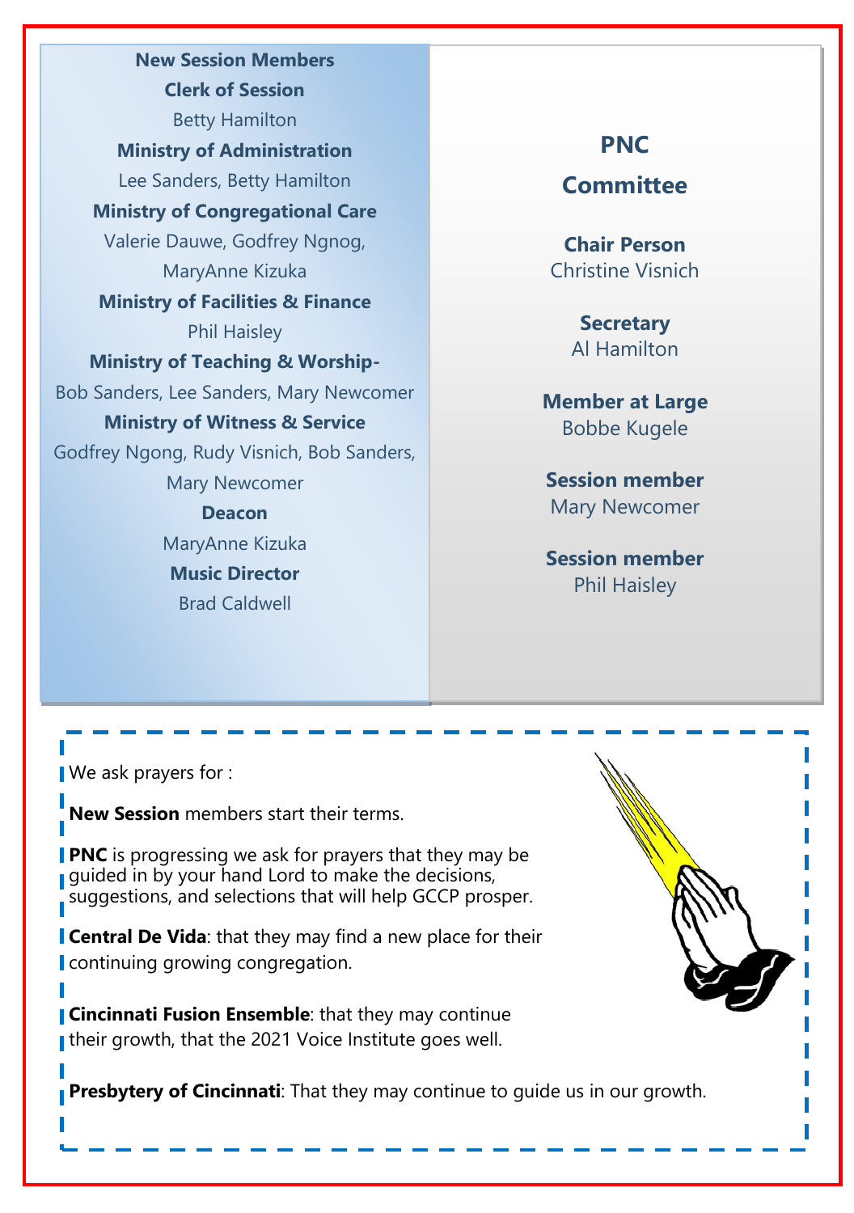## New Session Members

**Clerk of Session**

Betty Hamilton

**Ministry of Administration**

Lee Sanders, Betty Hamilton

**Ministry of Congregational Care**

Valerie Dauwe, Godfrey Ngnog, MaryAnne Kizuka

**Ministry of Facilities & Finance**

Phil Haisley

**Ministry of Teaching & Worship-**

Bob Sanders, Lee Sanders, Mary Newcomer

**Ministry of Witness & Service**

Godfrey Ngong, Rudy Visnich, Bob Sanders, Mary Newcomer

**Deacon**

MaryAnne Kizuka

**Music Director**

Brad Caldwell

## PNC Committee

**Chair Person**
Christine Visnich

**Secretary**
Al Hamilton

**Member at Large**
Bobbe Kugele

**Session member**
Mary Newcomer

**Session member**
Phil Haisley

---

We ask prayers for :

**New Session** members start their terms.

**PNC** is progressing we ask for prayers that they may be guided in by your hand Lord to make the decisions, suggestions, and selections that will help GCCP prosper.

**Central De Vida**: that they may find a new place for their continuing growing congregation.

**Cincinnati Fusion Ensemble**: that they may continue their growth, that the 2021 Voice Institute goes well.

**Presbytery of Cincinnati**: That they may continue to guide us in our growth.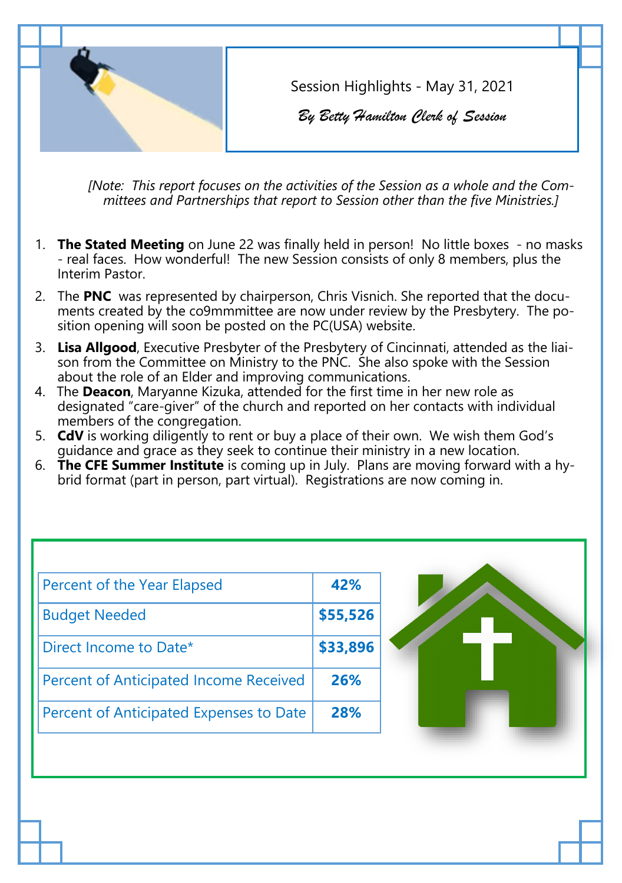# Session Highlights - May 31, 2021

*By Betty Hamilton Clerk of Session*

*[Note: This report focuses on the activities of the Session as a whole and the Committees and Partnerships that report to Session other than the five Ministries.]*

1. **The Stated Meeting** on June 22 was finally held in person! No little boxes - no masks - real faces. How wonderful! The new Session consists of only 8 members, plus the Interim Pastor.
2. The **PNC** was represented by chairperson, Chris Visnich. She reported that the documents created by the co9mmmittee are now under review by the Presbytery. The position opening will soon be posted on the PC(USA) website.
3. **Lisa Allgood**, Executive Presbyter of the Presbytery of Cincinnati, attended as the liaison from the Committee on Ministry to the PNC. She also spoke with the Session about the role of an Elder and improving communications.
4. The **Deacon**, Maryanne Kizuka, attended for the first time in her new role as designated "care-giver" of the church and reported on her contacts with individual members of the congregation.
5. **CdV** is working diligently to rent or buy a place of their own. We wish them God's guidance and grace as they seek to continue their ministry in a new location.
6. **The CFE Summer Institute** is coming up in July. Plans are moving forward with a hybrid format (part in person, part virtual). Registrations are now coming in.

| Percent of the Year Elapsed | **42%** |
|---|---|
| Budget Needed | **$55,526** |
| Direct Income to Date* | **$33,896** |
| Percent of Anticipated Income Received | **26%** |
| Percent of Anticipated Expenses to Date | **28%** |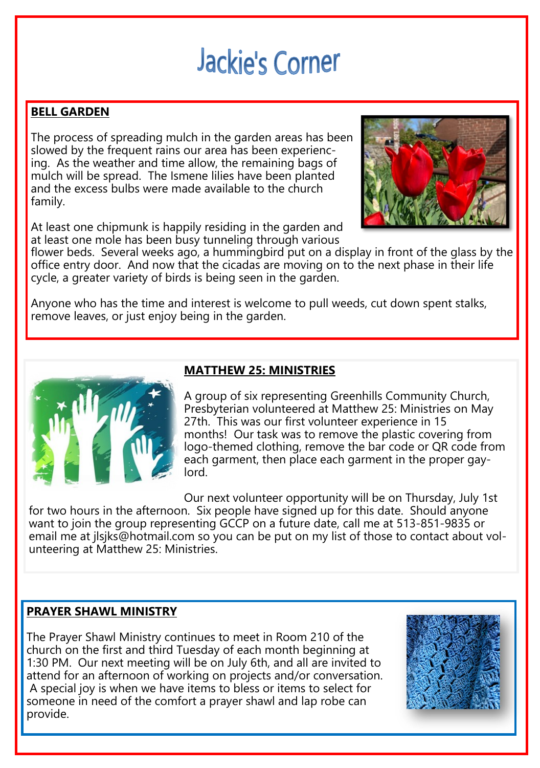# Jackie's Corner

## BELL GARDEN

The process of spreading mulch in the garden areas has been slowed by the frequent rains our area has been experiencing. As the weather and time allow, the remaining bags of mulch will be spread. The Ismene lilies have been planted and the excess bulbs were made available to the church family.

At least one chipmunk is happily residing in the garden and at least one mole has been busy tunneling through various flower beds. Several weeks ago, a hummingbird put on a display in front of the glass by the office entry door. And now that the cicadas are moving on to the next phase in their life cycle, a greater variety of birds is being seen in the garden.

Anyone who has the time and interest is welcome to pull weeds, cut down spent stalks, remove leaves, or just enjoy being in the garden.

## MATTHEW 25: MINISTRIES

A group of six representing Greenhills Community Church, Presbyterian volunteered at Matthew 25: Ministries on May 27th. This was our first volunteer experience in 15 months! Our task was to remove the plastic covering from logo-themed clothing, remove the bar code or QR code from each garment, then place each garment in the proper gaylord.

Our next volunteer opportunity will be on Thursday, July 1st for two hours in the afternoon. Six people have signed up for this date. Should anyone want to join the group representing GCCP on a future date, call me at 513-851-9835 or email me at jlsjks@hotmail.com so you can be put on my list of those to contact about volunteering at Matthew 25: Ministries.

## PRAYER SHAWL MINISTRY

The Prayer Shawl Ministry continues to meet in Room 210 of the church on the first and third Tuesday of each month beginning at 1:30 PM. Our next meeting will be on July 6th, and all are invited to attend for an afternoon of working on projects and/or conversation. A special joy is when we have items to bless or items to select for someone in need of the comfort a prayer shawl and lap robe can provide.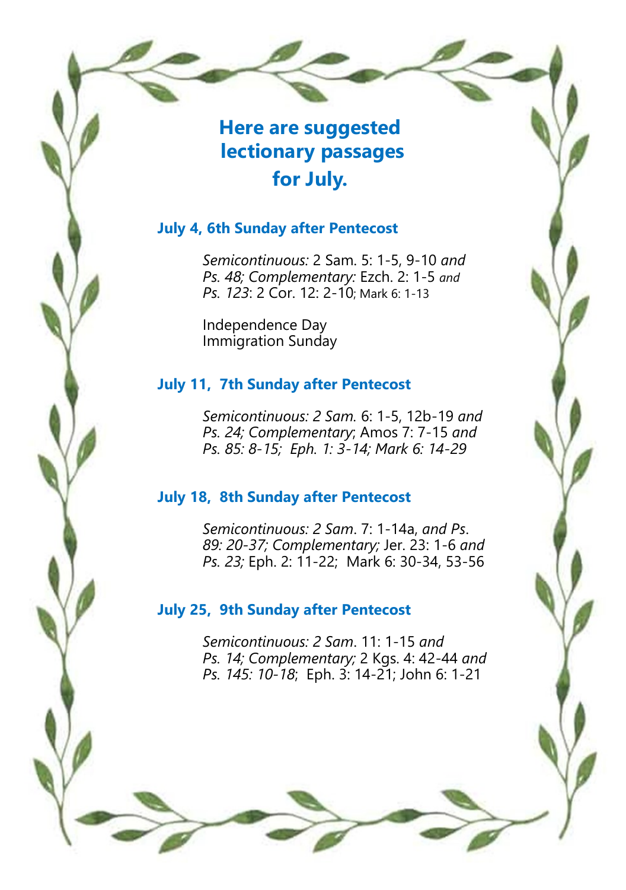## Here are suggested lectionary passages for July.

### July 4, 6th Sunday after Pentecost

*Semicontinuous:* 2 Sam. 5: 1-5, 9-10 *and Ps. 48; Complementary:* Ezch. 2: 1-5 *and Ps. 123*: 2 Cor. 12: 2-10; Mark 6: 1-13

Independence Day
Immigration Sunday

### July 11, 7th Sunday after Pentecost

*Semicontinuous: 2 Sam.* 6: 1-5, 12b-19 *and Ps. 24; Complementary*; Amos 7: 7-15 *and Ps. 85: 8-15; Eph. 1: 3-14; Mark 6: 14-29*

### July 18, 8th Sunday after Pentecost

*Semicontinuous: 2 Sam*. 7: 1-14a, *and Ps. 89: 20-37; Complementary;* Jer. 23: 1-6 *and Ps. 23;* Eph. 2: 11-22; Mark 6: 30-34, 53-56

### July 25, 9th Sunday after Pentecost

*Semicontinuous: 2 Sam*. 11: 1-15 *and Ps. 14; Complementary;* 2 Kgs. 4: 42-44 *and Ps. 145: 10-18*; Eph. 3: 14-21; John 6: 1-21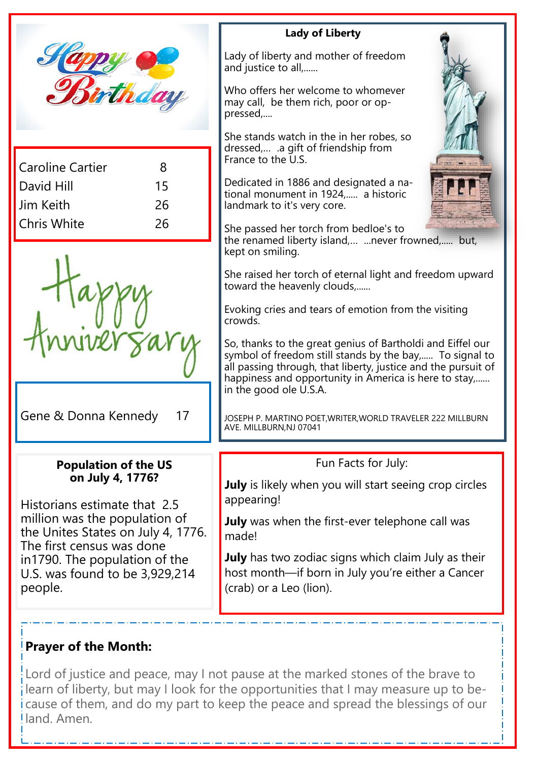# Happy Birthday

| | |
|---|---|
| Caroline Cartier | 8 |
| David Hill | 15 |
| Jim Keith | 26 |
| Chris White | 26 |

# Happy Anniversary

| | |
|---|---|
| Gene & Donna Kennedy | 17 |

## Lady of Liberty

Lady of liberty and mother of freedom and justice to all,......

Who offers her welcome to whomever may call, be them rich, poor or oppressed,....

She stands watch in the in her robes, so dressed,... .a gift of friendship from France to the U.S.

Dedicated in 1886 and designated a national monument in 1924,..... a historic landmark to it's very core.

She passed her torch from bedloe's to the renamed liberty island,... ...never frowned,..... but, kept on smiling.

She raised her torch of eternal light and freedom upward toward the heavenly clouds,......

Evoking cries and tears of emotion from the visiting crowds.

So, thanks to the great genius of Bartholdi and Eiffel our symbol of freedom still stands by the bay,..... To signal to all passing through, that liberty, justice and the pursuit of happiness and opportunity in America is here to stay,...... in the good ole U.S.A.

JOSEPH P. MARTINO POET,WRITER,WORLD TRAVELER 222 MILLBURN AVE. MILLBURN,NJ 07041

## Population of the US on July 4, 1776?

Historians estimate that 2.5 million was the population of the Unites States on July 4, 1776. The first census was done in1790. The population of the U.S. was found to be 3,929,214 people.

## Fun Facts for July:

**July** is likely when you will start seeing crop circles appearing!

**July** was when the first-ever telephone call was made!

**July** has two zodiac signs which claim July as their host month—if born in July you're either a Cancer (crab) or a Leo (lion).

## Prayer of the Month:

Lord of justice and peace, may I not pause at the marked stones of the brave to learn of liberty, but may I look for the opportunities that I may measure up to because of them, and do my part to keep the peace and spread the blessings of our land. Amen.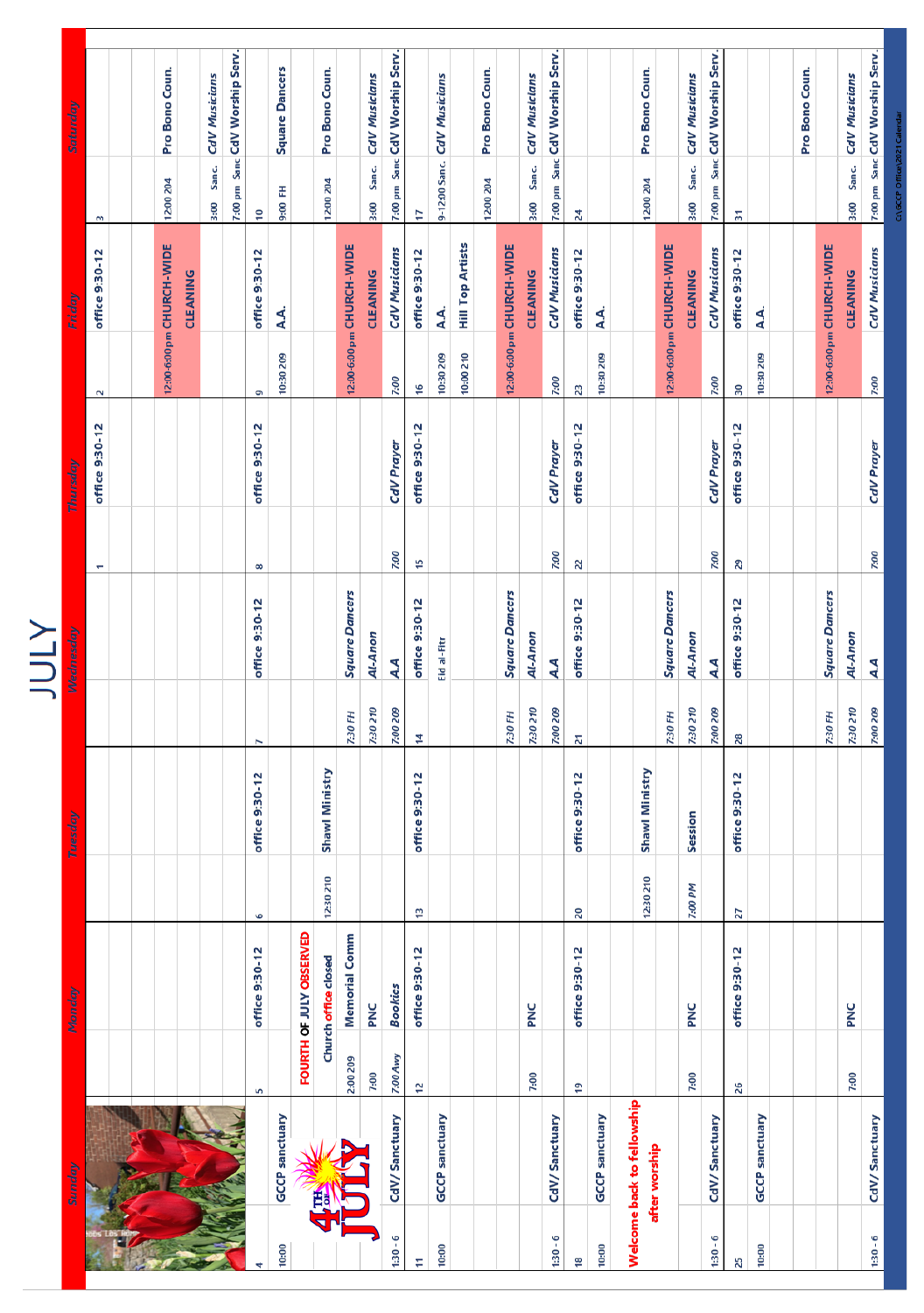# JULY

| Sunday | Monday | Tuesday | Wednesday | Thursday | Friday | Saturday |
|---|---|---|---|---|---|---|
| | | | | 1<br>office 9:30-12 | 2<br>office 9:30-12<br>12:00-6:00pm CHURCH-WIDE CLEANING | 3<br>12:00 204 Pro Bono Coun.<br>3:00 Sanc. CdV Musicians<br>7:00 pm Sanc CdV Worship Serv. |
| 4<br>10:00 GCCP sanctuary<br>4TH OF JULY<br>1:30 - 6 CdV/ Sanctuary | 5<br>office 9:30-12<br>FOURTH OF JULY OBSERVED<br>Church office closed<br>2:00 209 Memorial Comm<br>7:00 PNC<br>7:00 Awy *Bookies* | 6<br>office 9:30-12<br>12:30 210 Shawl Ministry | 7<br>office 9:30-12<br>*7:30 FH Square Dancers*<br>*7:30 210 Al-Anon*<br>*7:00 209 AA* | 8<br>office 9:30-12<br>7:00 *CdV Prayer* | 9<br>office 9:30-12<br>10:30 209 A.A.<br>12:00-6:00pm CHURCH-WIDE CLEANING<br>7:00 *CdV Musicians* | 10<br>9:00 FH Square Dancers<br>12:00 204 Pro Bono Coun.<br>3:00 Sanc. CdV Musicians<br>7:00 pm Sanc CdV Worship Serv. |
| 11<br>10:00 GCCP sanctuary<br>1:30 - 6 CdV/ Sanctuary | 12<br>office 9:30-12<br>7:00 PNC | 13<br>office 9:30-12 | 14<br>office 9:30-12<br>Eid al-Fitr<br>*7:30 FH Square Dancers*<br>*7:30 210 Al-Anon*<br>*7:00 209 AA* | 15<br>office 9:30-12<br>7:00 *CdV Prayer* | 16<br>office 9:30-12<br>10:30 209 A.A.<br>10:00 210 Hill Top Artists<br>12:00-6:00pm CHURCH-WIDE CLEANING<br>7:00 *CdV Musicians* | 17<br>9-12:00 Sanc. *CdV Musicians*<br>12:00 204 Pro Bono Coun.<br>3:00 Sanc. *CdV Musicians*<br>7:00 pm Sanc CdV Worship Serv. |
| 18<br>10:00 GCCP sanctuary<br>Welcome back to fellowship after worship<br>1:30 - 6 CdV/ Sanctuary | 19<br>office 9:30-12<br>7:00 PNC | 20<br>office 9:30-12<br>12:30 210 Shawl Ministry<br>7:00 PM Session | 21<br>office 9:30-12<br>*7:30 FH Square Dancers*<br>*7:30 210 Al-Anon*<br>*7:00 209 AA* | 22<br>office 9:30-12<br>7:00 *CdV Prayer* | 23<br>office 9:30-12<br>10:30 209 A.A.<br>12:00-6:00pm CHURCH-WIDE CLEANING<br>7:00 *CdV Musicians* | 24<br>12:00 204 Pro Bono Coun.<br>3:00 Sanc. *CdV Musicians*<br>7:00 pm Sanc CdV Worship Serv. |
| 25<br>10:00 GCCP sanctuary<br>1:30 - 6 CdV/ Sanctuary | 26<br>office 9:30-12<br>7:00 PNC | 27<br>office 9:30-12 | 28<br>office 9:30-12<br>*7:30 FH Square Dancers*<br>*7:30 210 Al-Anon*<br>*7:00 209 AA* | 29<br>office 9:30-12<br>7:00 *CdV Prayer* | 30<br>office 9:30-12<br>10:30 209 A.A.<br>12:00-6:00pm CHURCH-WIDE CLEANING<br>7:00 *CdV Musicians* | 31<br>Pro Bono Coun.<br>3:00 Sanc. *CdV Musicians*<br>7:00 pm Sanc CdV Worship Serv. |

C:\GCCP Office\2021 Calendar